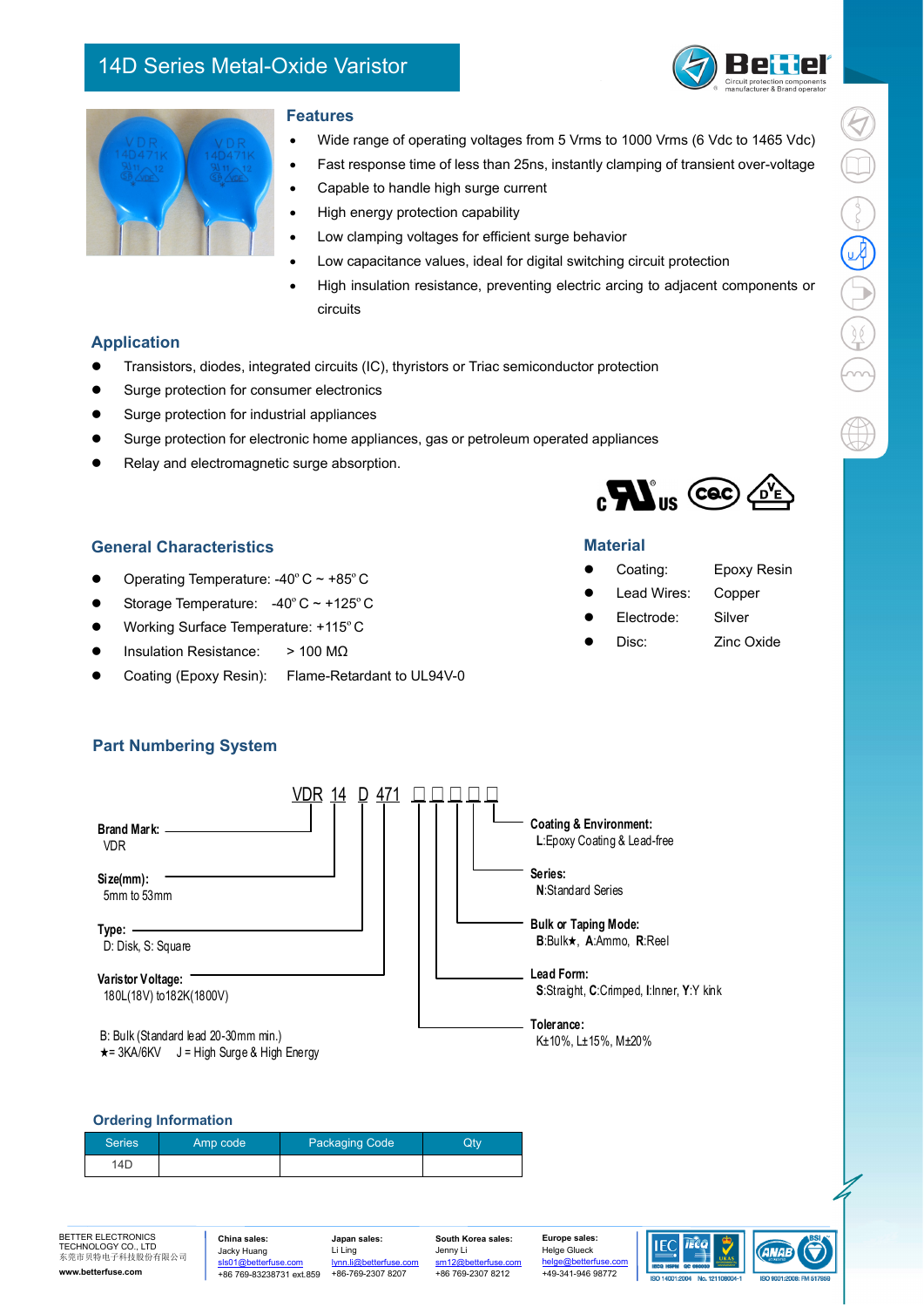# 14D Series Metal-Oxide Varistor

## Features

- Wide range of operating voltages from 5 Vrms to 1000 Vrms (6 Vdc to 1465 Vdc)
- Fast response time of less than 25ns, instantly clamping of transient over-voltage
- Capable to handle high surge current
- High energy protection capability
- Low clamping voltages for efficient surge behavior
- Low capacitance values, ideal for digital switching circuit protection
- High insulation resistance, preventing electric arcing to adjacent components or circuits

## Application

- Transistors, diodes, integrated circuits (IC), thyristors or Triac semiconductor protection
- Surge protection for consumer electronics
- Surge protection for industrial appliances
- Surge protection for electronic home appliances, gas or petroleum operated appliances
- Relay and electromagnetic surge absorption.

## General Characteristics

- Operating Temperature: -40° C ~ +85° C
- Storage Temperature: -40° C ~ +125° C
- Working Surface Temperature: +115° C
- Insulation Resistance: > 100 MΩ
- Coating (Epoxy Resin): Flame-Retardant to UL94V-0

## Material

- Coating: Epoxy Resin
- Lead Wires: Copper
- Electrode: Silver
- Disc: Zinc Oxide

## Part Numbering System

VDR 14 D 471 □ □ □ □ □

- **Brand Mark:** VDR
- **Size(mm):** 5mm to 53mm
- **Type:** D: Disk, S: Square
- **Varistor Voltage:** 180L(18V) to182K(1800V)
- **Tolerance:** K±10%, L±15%, M±20%
- **Lead Form:** S:Straight, C:Crimped, I:Inner, Y:Y kink
- **Bulk or Taping Mode:** B:Bulk★, A:Ammo, R:Reel
- **Series:** N:Standard Series
- **Coating & Environment:** L:Epoxy Coating & Lead-free

B: Bulk (Standard lead 20-30mm min.)
★= 3KA/6KV J = High Surge & High Energy

## Ordering Information

| Series | Amp code | Packaging Code | Qty |
|---|---|---|---|
| 14D | | | |

BETTER ELECTRONICS TECHNOLOGY CO., LTD
东莞市贝特电子科技股份有限公司
www.betterfuse.com

China sales: Jacky Huang, sls01@betterfuse.com, +86 769-83238731 ext.859
Japan sales: Li Ling, lynn.li@betterfuse.com, +86-769-2307 8207
South Korea sales: Jenny Li, sm12@betterfuse.com, +86 769-2307 8212
Europe sales: Helge Glueck, helge@betterfuse.com, +49-341-946 98772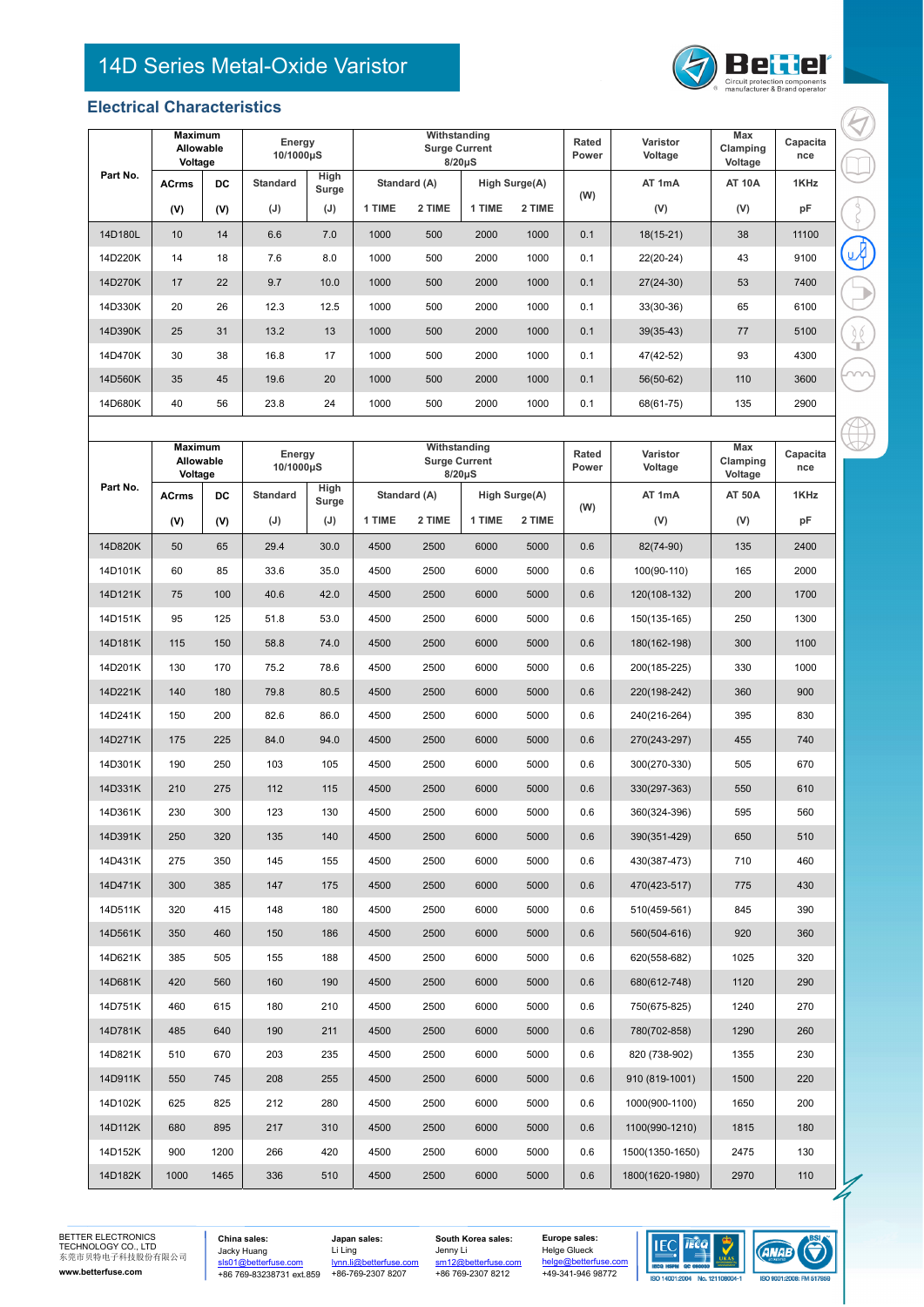# 14D Series Metal-Oxide Varistor

## Electrical Characteristics

| Part No. | Maximum Allowable Voltage | | Energy 10/1000μS | | Withstanding Surge Current 8/20μS | | | | Rated Power | Varistor Voltage | Max Clamping Voltage | Capacitance |
|---|---|---|---|---|---|---|---|---|---|---|---|---|
| | ACrms | DC | Standard | High Surge | Standard (A) | | High Surge(A) | | (W) | AT 1mA | AT 10A | 1KHz |
| | (V) | (V) | (J) | (J) | 1 TIME | 2 TIME | 1 TIME | 2 TIME | | (V) | (V) | pF |
| 14D180L | 10 | 14 | 6.6 | 7.0 | 1000 | 500 | 2000 | 1000 | 0.1 | 18(15-21) | 38 | 11100 |
| 14D220K | 14 | 18 | 7.6 | 8.0 | 1000 | 500 | 2000 | 1000 | 0.1 | 22(20-24) | 43 | 9100 |
| 14D270K | 17 | 22 | 9.7 | 10.0 | 1000 | 500 | 2000 | 1000 | 0.1 | 27(24-30) | 53 | 7400 |
| 14D330K | 20 | 26 | 12.3 | 12.5 | 1000 | 500 | 2000 | 1000 | 0.1 | 33(30-36) | 65 | 6100 |
| 14D390K | 25 | 31 | 13.2 | 13 | 1000 | 500 | 2000 | 1000 | 0.1 | 39(35-43) | 77 | 5100 |
| 14D470K | 30 | 38 | 16.8 | 17 | 1000 | 500 | 2000 | 1000 | 0.1 | 47(42-52) | 93 | 4300 |
| 14D560K | 35 | 45 | 19.6 | 20 | 1000 | 500 | 2000 | 1000 | 0.1 | 56(50-62) | 110 | 3600 |
| 14D680K | 40 | 56 | 23.8 | 24 | 1000 | 500 | 2000 | 1000 | 0.1 | 68(61-75) | 135 | 2900 |

| Part No. | Maximum Allowable Voltage | | Energy 10/1000μS | | Withstanding Surge Current 8/20μS | | | | Rated Power | Varistor Voltage | Max Clamping Voltage | Capacitance |
|---|---|---|---|---|---|---|---|---|---|---|---|---|
| | ACrms | DC | Standard | High Surge | Standard (A) | | High Surge(A) | | (W) | AT 1mA | AT 50A | 1KHz |
| | (V) | (V) | (J) | (J) | 1 TIME | 2 TIME | 1 TIME | 2 TIME | | (V) | (V) | pF |
| 14D820K | 50 | 65 | 29.4 | 30.0 | 4500 | 2500 | 6000 | 5000 | 0.6 | 82(74-90) | 135 | 2400 |
| 14D101K | 60 | 85 | 33.6 | 35.0 | 4500 | 2500 | 6000 | 5000 | 0.6 | 100(90-110) | 165 | 2000 |
| 14D121K | 75 | 100 | 40.6 | 42.0 | 4500 | 2500 | 6000 | 5000 | 0.6 | 120(108-132) | 200 | 1700 |
| 14D151K | 95 | 125 | 51.8 | 53.0 | 4500 | 2500 | 6000 | 5000 | 0.6 | 150(135-165) | 250 | 1300 |
| 14D181K | 115 | 150 | 58.8 | 74.0 | 4500 | 2500 | 6000 | 5000 | 0.6 | 180(162-198) | 300 | 1100 |
| 14D201K | 130 | 170 | 75.2 | 78.6 | 4500 | 2500 | 6000 | 5000 | 0.6 | 200(185-225) | 330 | 1000 |
| 14D221K | 140 | 180 | 79.8 | 80.5 | 4500 | 2500 | 6000 | 5000 | 0.6 | 220(198-242) | 360 | 900 |
| 14D241K | 150 | 200 | 82.6 | 86.0 | 4500 | 2500 | 6000 | 5000 | 0.6 | 240(216-264) | 395 | 830 |
| 14D271K | 175 | 225 | 84.0 | 94.0 | 4500 | 2500 | 6000 | 5000 | 0.6 | 270(243-297) | 455 | 740 |
| 14D301K | 190 | 250 | 103 | 105 | 4500 | 2500 | 6000 | 5000 | 0.6 | 300(270-330) | 505 | 670 |
| 14D331K | 210 | 275 | 112 | 115 | 4500 | 2500 | 6000 | 5000 | 0.6 | 330(297-363) | 550 | 610 |
| 14D361K | 230 | 300 | 123 | 130 | 4500 | 2500 | 6000 | 5000 | 0.6 | 360(324-396) | 595 | 560 |
| 14D391K | 250 | 320 | 135 | 140 | 4500 | 2500 | 6000 | 5000 | 0.6 | 390(351-429) | 650 | 510 |
| 14D431K | 275 | 350 | 145 | 155 | 4500 | 2500 | 6000 | 5000 | 0.6 | 430(387-473) | 710 | 460 |
| 14D471K | 300 | 385 | 147 | 175 | 4500 | 2500 | 6000 | 5000 | 0.6 | 470(423-517) | 775 | 430 |
| 14D511K | 320 | 415 | 148 | 180 | 4500 | 2500 | 6000 | 5000 | 0.6 | 510(459-561) | 845 | 390 |
| 14D561K | 350 | 460 | 150 | 186 | 4500 | 2500 | 6000 | 5000 | 0.6 | 560(504-616) | 920 | 360 |
| 14D621K | 385 | 505 | 155 | 188 | 4500 | 2500 | 6000 | 5000 | 0.6 | 620(558-682) | 1025 | 320 |
| 14D681K | 420 | 560 | 160 | 190 | 4500 | 2500 | 6000 | 5000 | 0.6 | 680(612-748) | 1120 | 290 |
| 14D751K | 460 | 615 | 180 | 210 | 4500 | 2500 | 6000 | 5000 | 0.6 | 750(675-825) | 1240 | 270 |
| 14D781K | 485 | 640 | 190 | 211 | 4500 | 2500 | 6000 | 5000 | 0.6 | 780(702-858) | 1290 | 260 |
| 14D821K | 510 | 670 | 203 | 235 | 4500 | 2500 | 6000 | 5000 | 0.6 | 820 (738-902) | 1355 | 230 |
| 14D911K | 550 | 745 | 208 | 255 | 4500 | 2500 | 6000 | 5000 | 0.6 | 910 (819-1001) | 1500 | 220 |
| 14D102K | 625 | 825 | 212 | 280 | 4500 | 2500 | 6000 | 5000 | 0.6 | 1000(900-1100) | 1650 | 200 |
| 14D112K | 680 | 895 | 217 | 310 | 4500 | 2500 | 6000 | 5000 | 0.6 | 1100(990-1210) | 1815 | 180 |
| 14D152K | 900 | 1200 | 266 | 420 | 4500 | 2500 | 6000 | 5000 | 0.6 | 1500(1350-1650) | 2475 | 130 |
| 14D182K | 1000 | 1465 | 336 | 510 | 4500 | 2500 | 6000 | 5000 | 0.6 | 1800(1620-1980) | 2970 | 110 |

BETTER ELECTRONICS TECHNOLOGY CO., LTD
东莞市贝特电子科技股份有限公司
www.betterfuse.com

**China sales:** Jacky Huang, sls01@betterfuse.com, +86 769-83238731 ext.859

**Japan sales:** Li Ling, lynn.li@betterfuse.com, +86-769-2307 8207

**South Korea sales:** Jenny Li, sm12@betterfuse.com, +86 769-2307 8212

**Europe sales:** Helge Glueck, helge@betterfuse.com, +49-341-946 98772

ISO 14001:2004 No. 121108004-1 ISO 9001:2008: FM 617669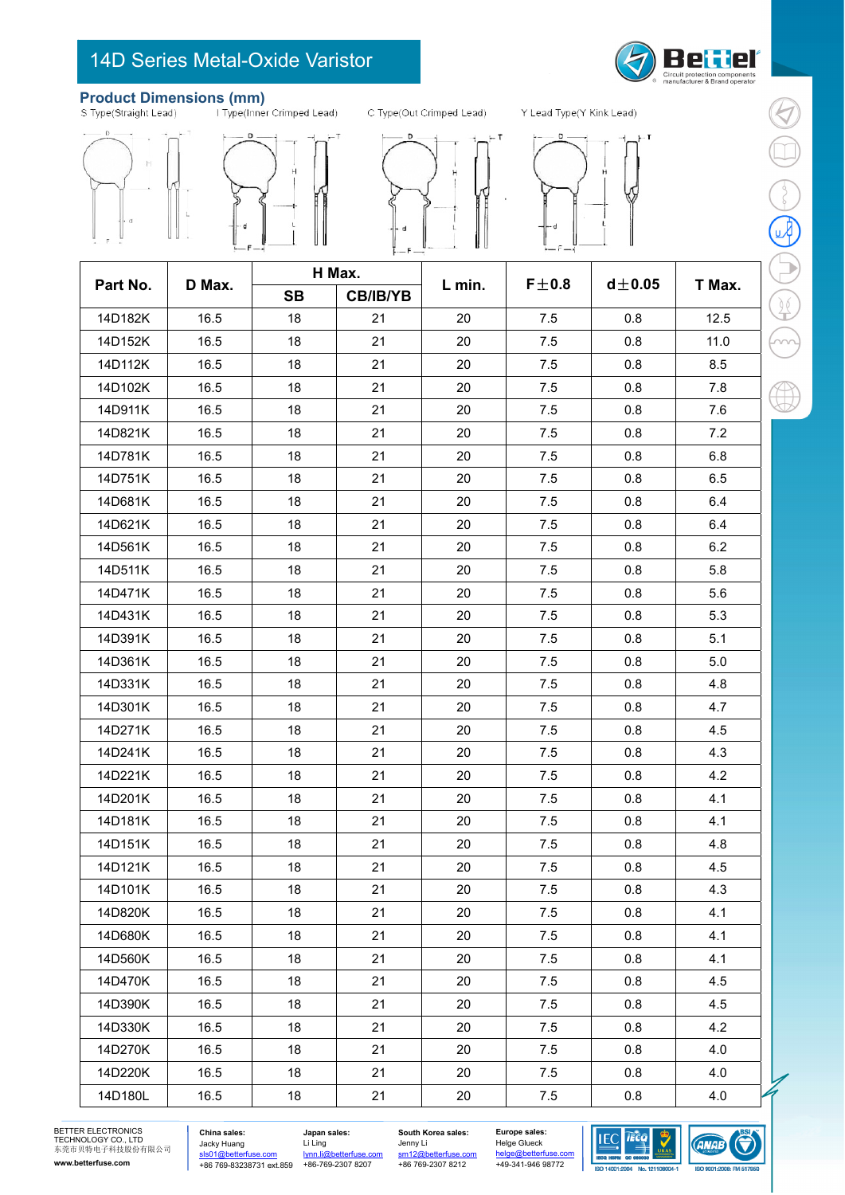# 14D Series Metal-Oxide Varistor

## Product Dimensions (mm)

S Type(Straight Lead)  I Type(Inner Crimped Lead)  C Type(Out Crimped Lead)  Y Lead Type(Y Kink Lead)

| Part No. | D Max. | H Max. | | L min. | F±0.8 | d±0.05 | T Max. |
|---|---|---|---|---|---|---|---|
| | | SB | CB/IB/YB | | | | |
| 14D182K | 16.5 | 18 | 21 | 20 | 7.5 | 0.8 | 12.5 |
| 14D152K | 16.5 | 18 | 21 | 20 | 7.5 | 0.8 | 11.0 |
| 14D112K | 16.5 | 18 | 21 | 20 | 7.5 | 0.8 | 8.5 |
| 14D102K | 16.5 | 18 | 21 | 20 | 7.5 | 0.8 | 7.8 |
| 14D911K | 16.5 | 18 | 21 | 20 | 7.5 | 0.8 | 7.6 |
| 14D821K | 16.5 | 18 | 21 | 20 | 7.5 | 0.8 | 7.2 |
| 14D781K | 16.5 | 18 | 21 | 20 | 7.5 | 0.8 | 6.8 |
| 14D751K | 16.5 | 18 | 21 | 20 | 7.5 | 0.8 | 6.5 |
| 14D681K | 16.5 | 18 | 21 | 20 | 7.5 | 0.8 | 6.4 |
| 14D621K | 16.5 | 18 | 21 | 20 | 7.5 | 0.8 | 6.4 |
| 14D561K | 16.5 | 18 | 21 | 20 | 7.5 | 0.8 | 6.2 |
| 14D511K | 16.5 | 18 | 21 | 20 | 7.5 | 0.8 | 5.8 |
| 14D471K | 16.5 | 18 | 21 | 20 | 7.5 | 0.8 | 5.6 |
| 14D431K | 16.5 | 18 | 21 | 20 | 7.5 | 0.8 | 5.3 |
| 14D391K | 16.5 | 18 | 21 | 20 | 7.5 | 0.8 | 5.1 |
| 14D361K | 16.5 | 18 | 21 | 20 | 7.5 | 0.8 | 5.0 |
| 14D331K | 16.5 | 18 | 21 | 20 | 7.5 | 0.8 | 4.8 |
| 14D301K | 16.5 | 18 | 21 | 20 | 7.5 | 0.8 | 4.7 |
| 14D271K | 16.5 | 18 | 21 | 20 | 7.5 | 0.8 | 4.5 |
| 14D241K | 16.5 | 18 | 21 | 20 | 7.5 | 0.8 | 4.3 |
| 14D221K | 16.5 | 18 | 21 | 20 | 7.5 | 0.8 | 4.2 |
| 14D201K | 16.5 | 18 | 21 | 20 | 7.5 | 0.8 | 4.1 |
| 14D181K | 16.5 | 18 | 21 | 20 | 7.5 | 0.8 | 4.1 |
| 14D151K | 16.5 | 18 | 21 | 20 | 7.5 | 0.8 | 4.8 |
| 14D121K | 16.5 | 18 | 21 | 20 | 7.5 | 0.8 | 4.5 |
| 14D101K | 16.5 | 18 | 21 | 20 | 7.5 | 0.8 | 4.3 |
| 14D820K | 16.5 | 18 | 21 | 20 | 7.5 | 0.8 | 4.1 |
| 14D680K | 16.5 | 18 | 21 | 20 | 7.5 | 0.8 | 4.1 |
| 14D560K | 16.5 | 18 | 21 | 20 | 7.5 | 0.8 | 4.1 |
| 14D470K | 16.5 | 18 | 21 | 20 | 7.5 | 0.8 | 4.5 |
| 14D390K | 16.5 | 18 | 21 | 20 | 7.5 | 0.8 | 4.5 |
| 14D330K | 16.5 | 18 | 21 | 20 | 7.5 | 0.8 | 4.2 |
| 14D270K | 16.5 | 18 | 21 | 20 | 7.5 | 0.8 | 4.0 |
| 14D220K | 16.5 | 18 | 21 | 20 | 7.5 | 0.8 | 4.0 |
| 14D180L | 16.5 | 18 | 21 | 20 | 7.5 | 0.8 | 4.0 |

BETTER ELECTRONICS TECHNOLOGY CO., LTD
东莞市贝特电子科技股份有限公司
www.betterfuse.com

**China sales:** Jacky Huang, sls01@betterfuse.com, +86 769-83238731 ext.859
**Japan sales:** Li Ling, lynn.li@betterfuse.com, +86-769-2307 8207
**South Korea sales:** Jenny Li, sm12@betterfuse.com, +86 769-2307 8212
**Europe sales:** Helge Glueck, helge@betterfuse.com, +49-341-946 98772

ISO 14001:2004 No. 12110800-1　ISO 9001:2008: FM 617869